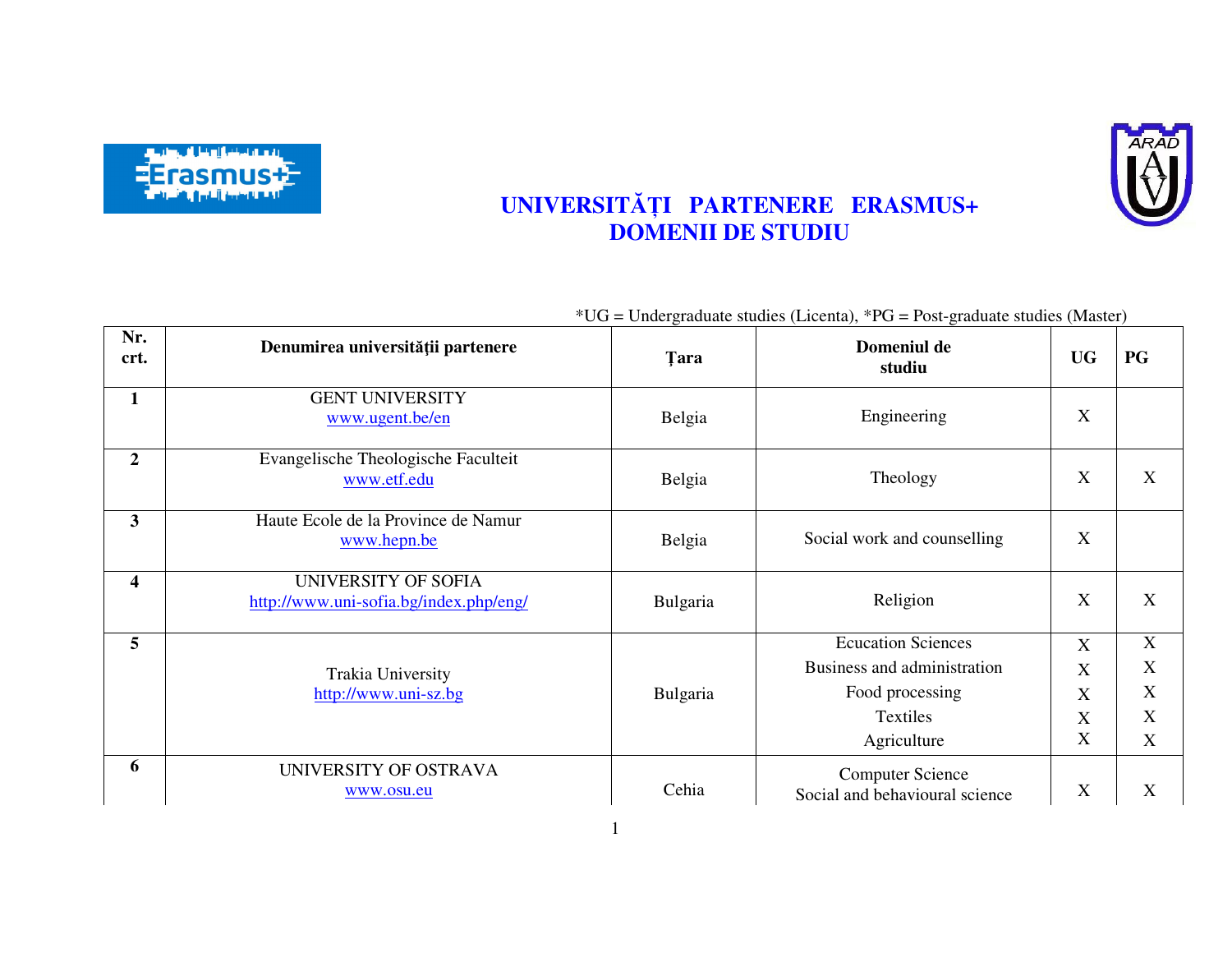# UNIVERSITĂȚI PARTENERE ERASMUS+
# DOMENII DE STUDIU

*UG = Undergraduate studies (Licenta), *PG = Post-graduate studies (Master)

| Nr. crt. | Denumirea universității partenere | Țara | Domeniul de studiu | UG | PG |
|---|---|---|---|---|---|
| 1 | GENT UNIVERSITY<br>www.ugent.be/en | Belgia | Engineering | X | |
| 2 | Evangelische Theologische Faculteit<br>www.etf.edu | Belgia | Theology | X | X |
| 3 | Haute Ecole de la Province de Namur<br>www.hepn.be | Belgia | Social work and counselling | X | |
| 4 | UNIVERSITY OF SOFIA<br>http://www.uni-sofia.bg/index.php/eng/ | Bulgaria | Religion | X | X |
| 5 | Trakia University<br>http://www.uni-sz.bg | Bulgaria | Ecucation Sciences<br>Business and administration<br>Food processing<br>Textiles<br>Agriculture | X<br>X<br>X<br>X<br>X | X<br>X<br>X<br>X<br>X |
| 6 | UNIVERSITY OF OSTRAVA<br>www.osu.eu | Cehia | Computer Science<br>Social and behavioural science | X | X |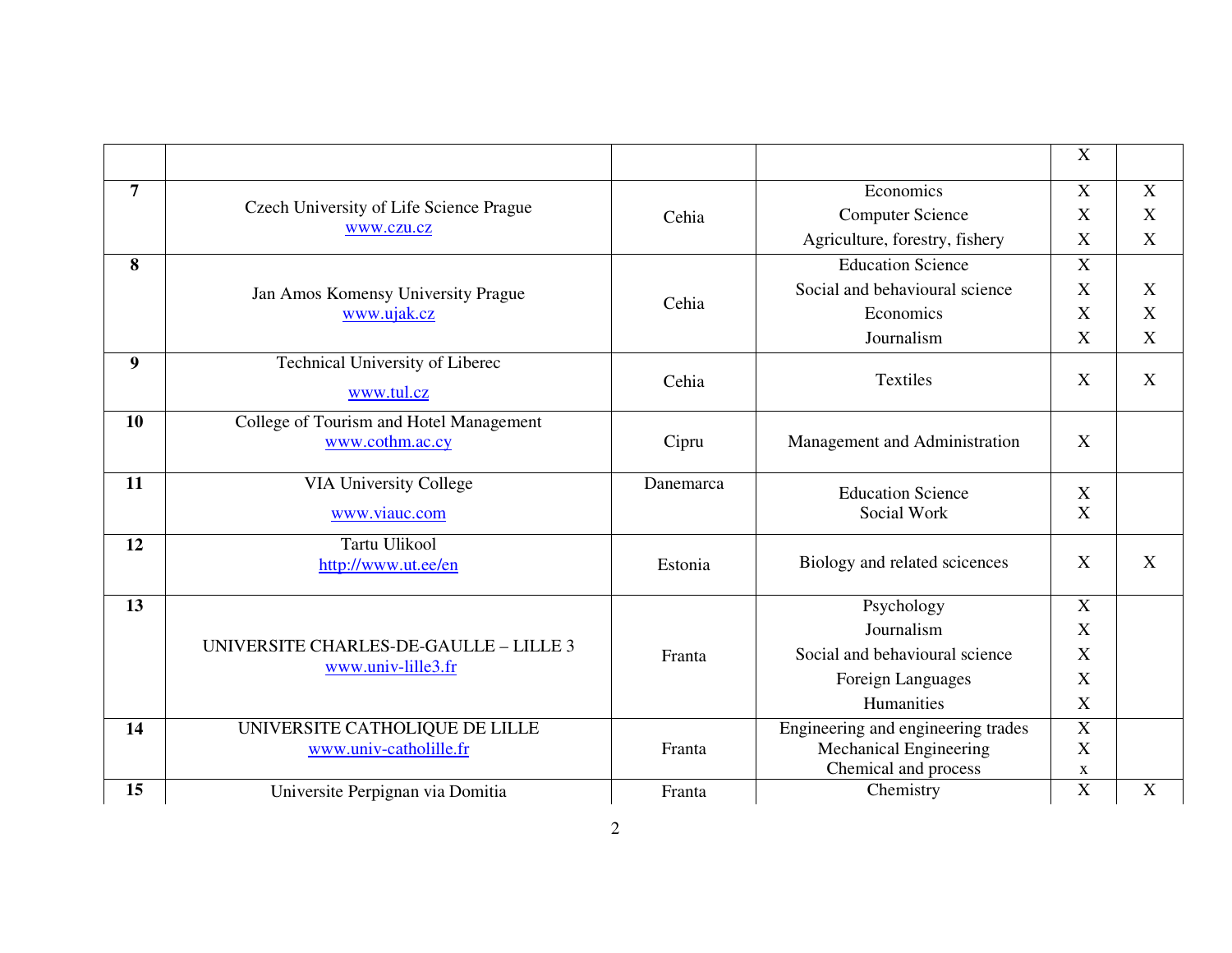| | | | | | |
|---|---|---|---|---|---|
| | | | | X | |
| **7** | Czech University of Life Science Prague<br>www.czu.cz | Cehia | Economics<br>Computer Science<br>Agriculture, forestry, fishery | X<br>X<br>X | X<br>X<br>X |
| **8** | Jan Amos Komensy University Prague<br>www.ujak.cz | Cehia | Education Science<br>Social and behavioural science<br>Economics<br>Journalism | X<br>X<br>X<br>X | <br>X<br>X<br>X |
| **9** | Technical University of Liberec<br>www.tul.cz | Cehia | Textiles | X | X |
| **10** | College of Tourism and Hotel Management<br>www.cothm.ac.cy | Cipru | Management and Administration | X | |
| **11** | VIA University College<br>www.viauc.com | Danemarca | Education Science<br>Social Work | X<br>X | |
| **12** | Tartu Ulikool<br>http://www.ut.ee/en | Estonia | Biology and related scicences | X | X |
| **13** | UNIVERSITE CHARLES-DE-GAULLE – LILLE 3<br>www.univ-lille3.fr | Franta | Psychology<br>Journalism<br>Social and behavioural science<br>Foreign Languages<br>Humanities | X<br>X<br>X<br>X<br>X | |
| **14** | UNIVERSITE CATHOLIQUE DE LILLE<br>www.univ-catholille.fr | Franta | Engineering and engineering trades<br>Mechanical Engineering<br>Chemical and process | X<br>X<br>x | |
| **15** | Universite Perpignan via Domitia | Franta | Chemistry | X | X |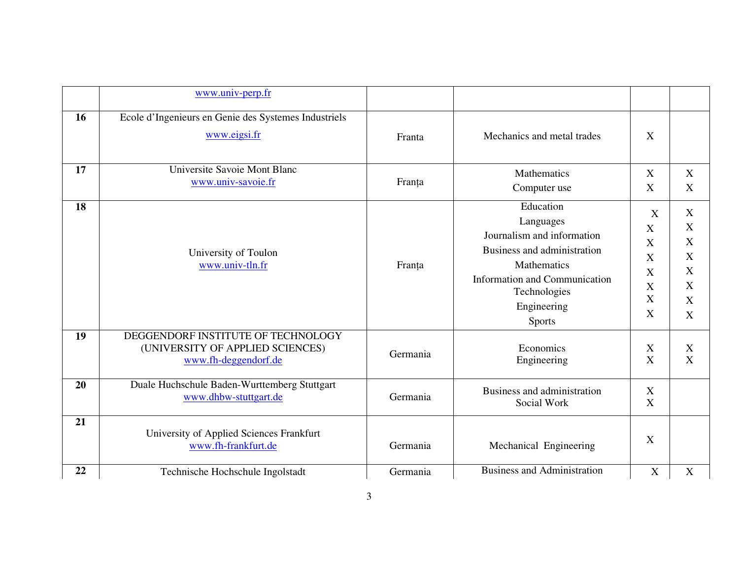|  |  |  |  |  |  |
|---|---|---|---|---|---|
|  | www.univ-perp.fr |  |  |  |  |
| **16** | Ecole d'Ingenieurs en Genie des Systemes Industriels<br>www.eigsi.fr | Franta | Mechanics and metal trades | X |  |
| **17** | Universite Savoie Mont Blanc<br>www.univ-savoie.fr | Franța | Mathematics<br>Computer use | X<br>X | X<br>X |
| **18** | University of Toulon<br>www.univ-tln.fr | Franța | Education<br>Languages<br>Journalism and information<br>Business and administration<br>Mathematics<br>Information and Communication Technologies<br>Engineering<br>Sports | X<br>X<br>X<br>X<br>X<br>X<br>X<br>X | X<br>X<br>X<br>X<br>X<br>X<br>X<br>X |
| **19** | DEGGENDORF INSTITUTE OF TECHNOLOGY (UNIVERSITY OF APPLIED SCIENCES)<br>www.fh-deggendorf.de | Germania | Economics<br>Engineering | X<br>X | X<br>X |
| **20** | Duale Huchschule Baden-Wurttemberg Stuttgart<br>www.dhbw-stuttgart.de | Germania | Business and administration<br>Social Work | X<br>X |  |
| **21** | University of Applied Sciences Frankfurt<br>www.fh-frankfurt.de | Germania | Mechanical Engineering | X |  |
| **22** | Technische Hochschule Ingolstadt | Germania | Business and Administration | X | X |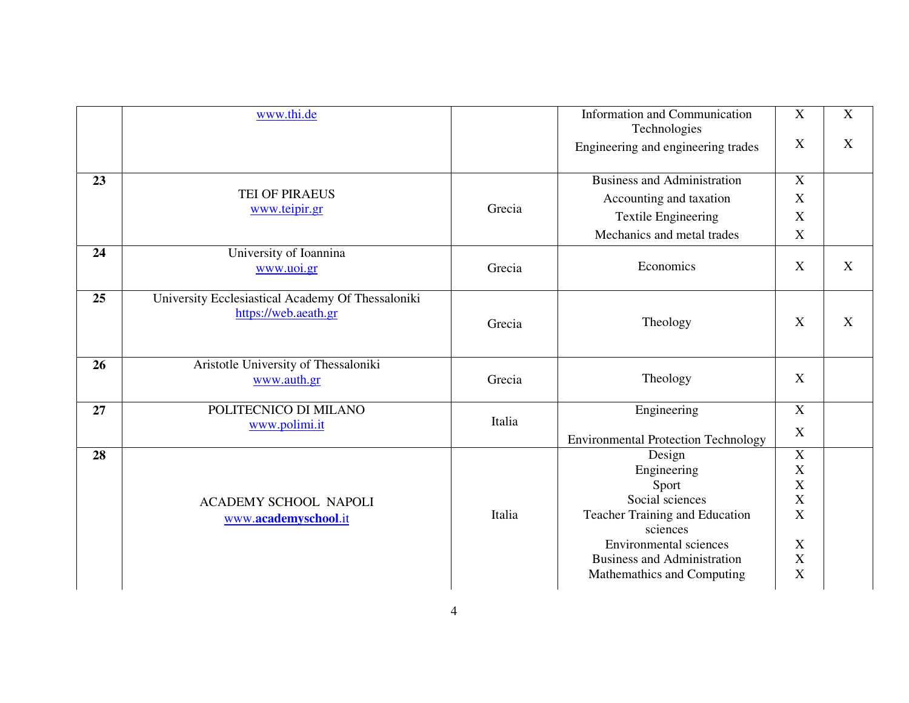| | | | | | |
|---|---|---|---|---|---|
| | www.thi.de | | Information and Communication Technologies<br>Engineering and engineering trades | X<br>X | X<br>X |
| **23** | TEI OF PIRAEUS<br>www.teipir.gr | Grecia | Business and Administration<br>Accounting and taxation<br>Textile Engineering<br>Mechanics and metal trades | X<br>X<br>X<br>X | |
| **24** | University of Ioannina<br>www.uoi.gr | Grecia | Economics | X | X |
| **25** | University Ecclesiastical Academy Of Thessaloniki<br>https://web.aeath.gr | Grecia | Theology | X | X |
| **26** | Aristotle University of Thessaloniki<br>www.auth.gr | Grecia | Theology | X | |
| **27** | POLITECNICO DI MILANO<br>www.polimi.it | Italia | Engineering<br>Environmental Protection Technology | X<br>X | |
| **28** | ACADEMY SCHOOL NAPOLI<br>www.**academyschool**.it | Italia | Design<br>Engineering<br>Sport<br>Social sciences<br>Teacher Training and Education sciences<br>Environmental sciences<br>Business and Administration<br>Mathemathics and Computing | X<br>X<br>X<br>X<br>X<br>X<br>X<br>X | |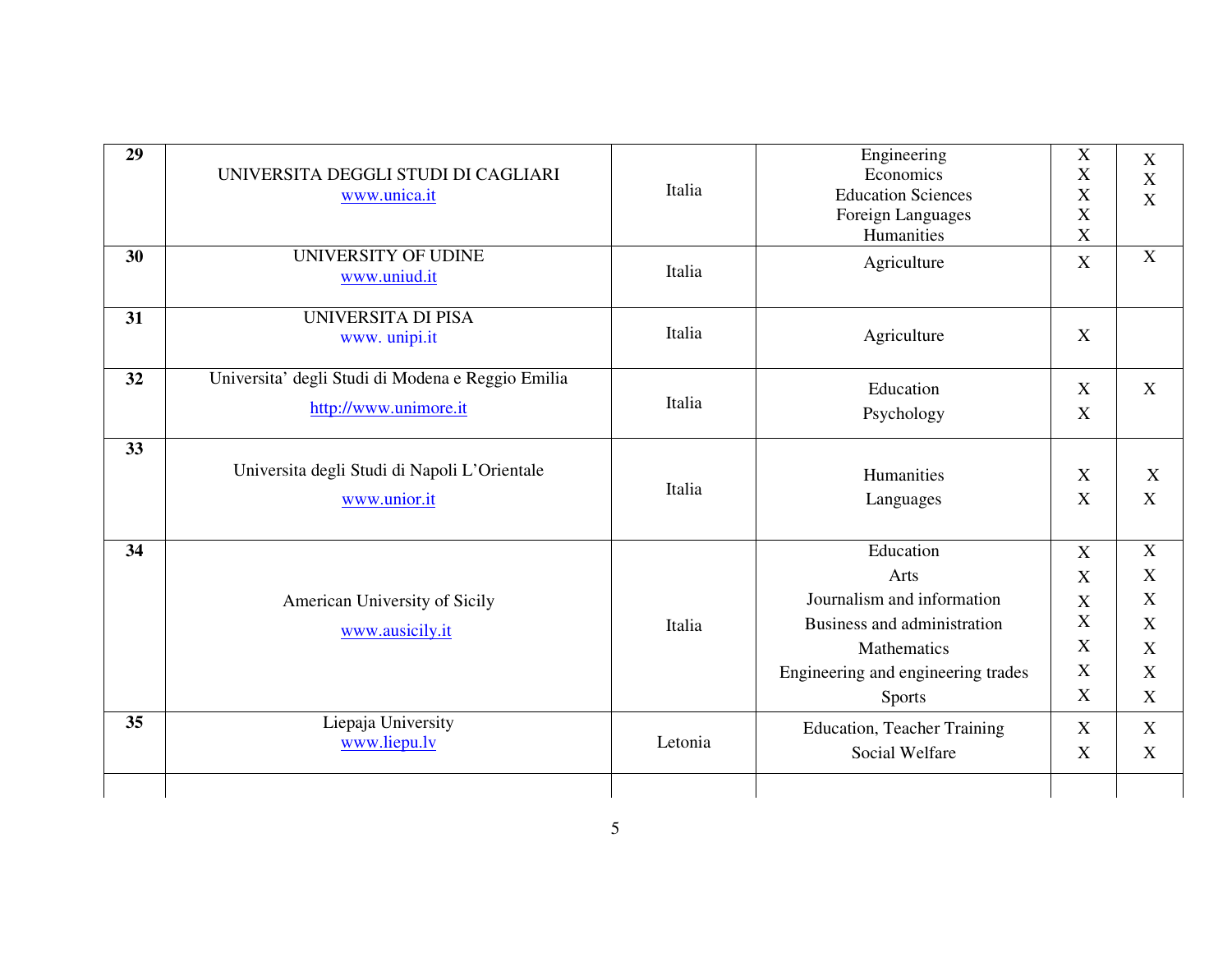| | | | | | |
|---|---|---|---|---|---|
| **29** | UNIVERSITA DEGGLI STUDI DI CAGLIARI<br>www.unica.it | Italia | Engineering<br>Economics<br>Education Sciences<br>Foreign Languages<br>Humanities | X<br>X<br>X<br>X<br>X | X<br>X<br>X |
| **30** | UNIVERSITY OF UDINE<br>www.uniud.it | Italia | Agriculture | X | X |
| **31** | UNIVERSITA DI PISA<br>www. unipi.it | Italia | Agriculture | X | |
| **32** | Universita' degli Studi di Modena e Reggio Emilia<br>http://www.unimore.it | Italia | Education<br>Psychology | X<br>X | X |
| **33** | Universita degli Studi di Napoli L'Orientale<br>www.unior.it | Italia | Humanities<br>Languages | X<br>X | X<br>X |
| **34** | American University of Sicily<br>www.ausicily.it | Italia | Education<br>Arts<br>Journalism and information<br>Business and administration<br>Mathematics<br>Engineering and engineering trades<br>Sports | X<br>X<br>X<br>X<br>X<br>X<br>X | X<br>X<br>X<br>X<br>X<br>X<br>X |
| **35** | Liepaja University<br>www.liepu.lv | Letonia | Education, Teacher Training<br>Social Welfare | X<br>X | X<br>X |
| | | | | | |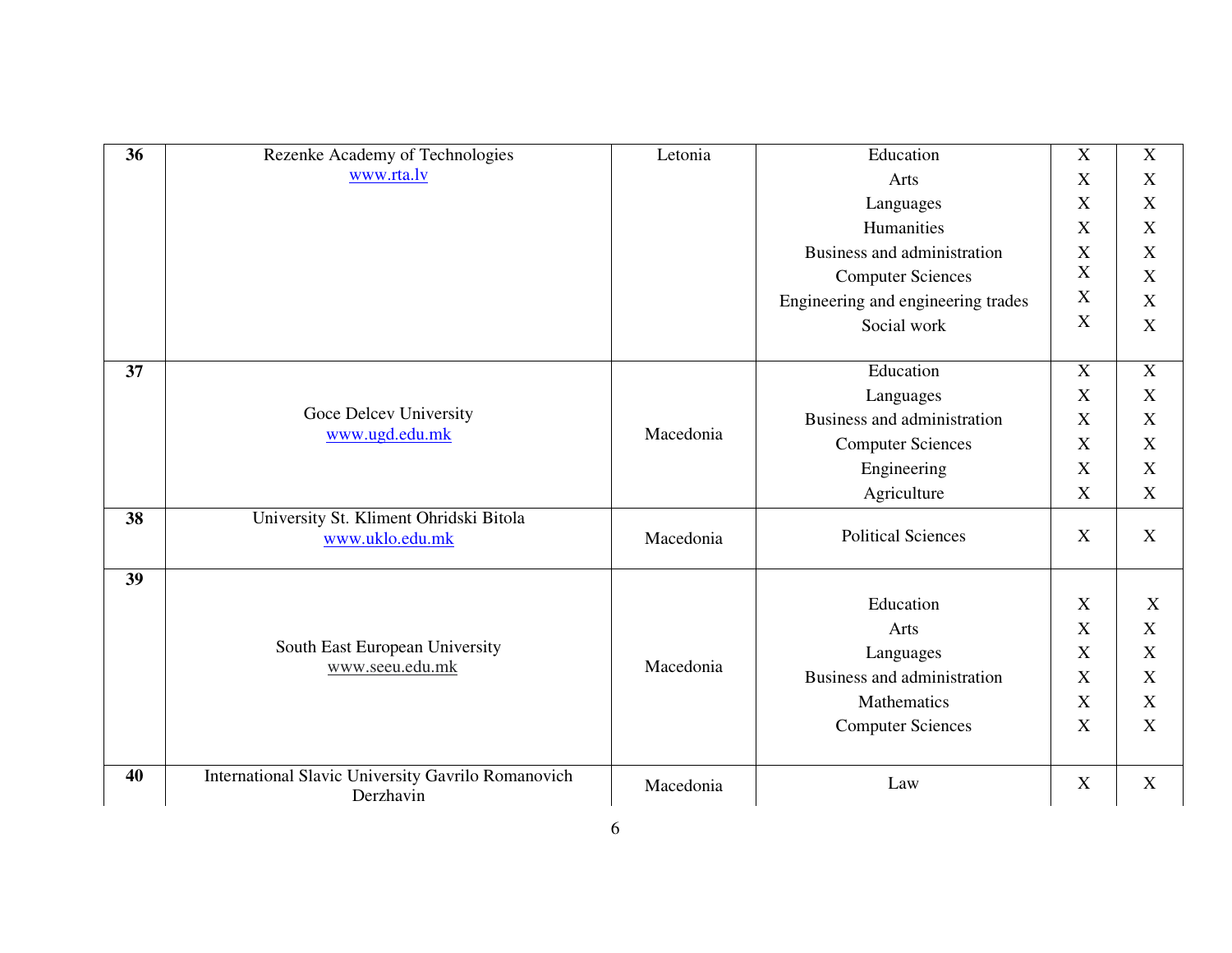| 36 | Rezenke Academy of Technologies<br>www.rta.lv | Letonia | Education<br>Arts<br>Languages<br>Humanities<br>Business and administration<br>Computer Sciences<br>Engineering and engineering trades<br>Social work | X<br>X<br>X<br>X<br>X<br>X<br>X<br>X | X<br>X<br>X<br>X<br>X<br>X<br>X<br>X |
|---|---|---|---|---|---|
| 37 | Goce Delcev University<br>www.ugd.edu.mk | Macedonia | Education<br>Languages<br>Business and administration<br>Computer Sciences<br>Engineering<br>Agriculture | X<br>X<br>X<br>X<br>X<br>X | X<br>X<br>X<br>X<br>X<br>X |
| 38 | University St. Kliment Ohridski Bitola<br>www.uklo.edu.mk | Macedonia | Political Sciences | X | X |
| 39 | South East European University<br>www.seeu.edu.mk | Macedonia | Education<br>Arts<br>Languages<br>Business and administration<br>Mathematics<br>Computer Sciences | X<br>X<br>X<br>X<br>X<br>X | X<br>X<br>X<br>X<br>X<br>X |
| 40 | International Slavic University Gavrilo Romanovich Derzhavin | Macedonia | Law | X | X |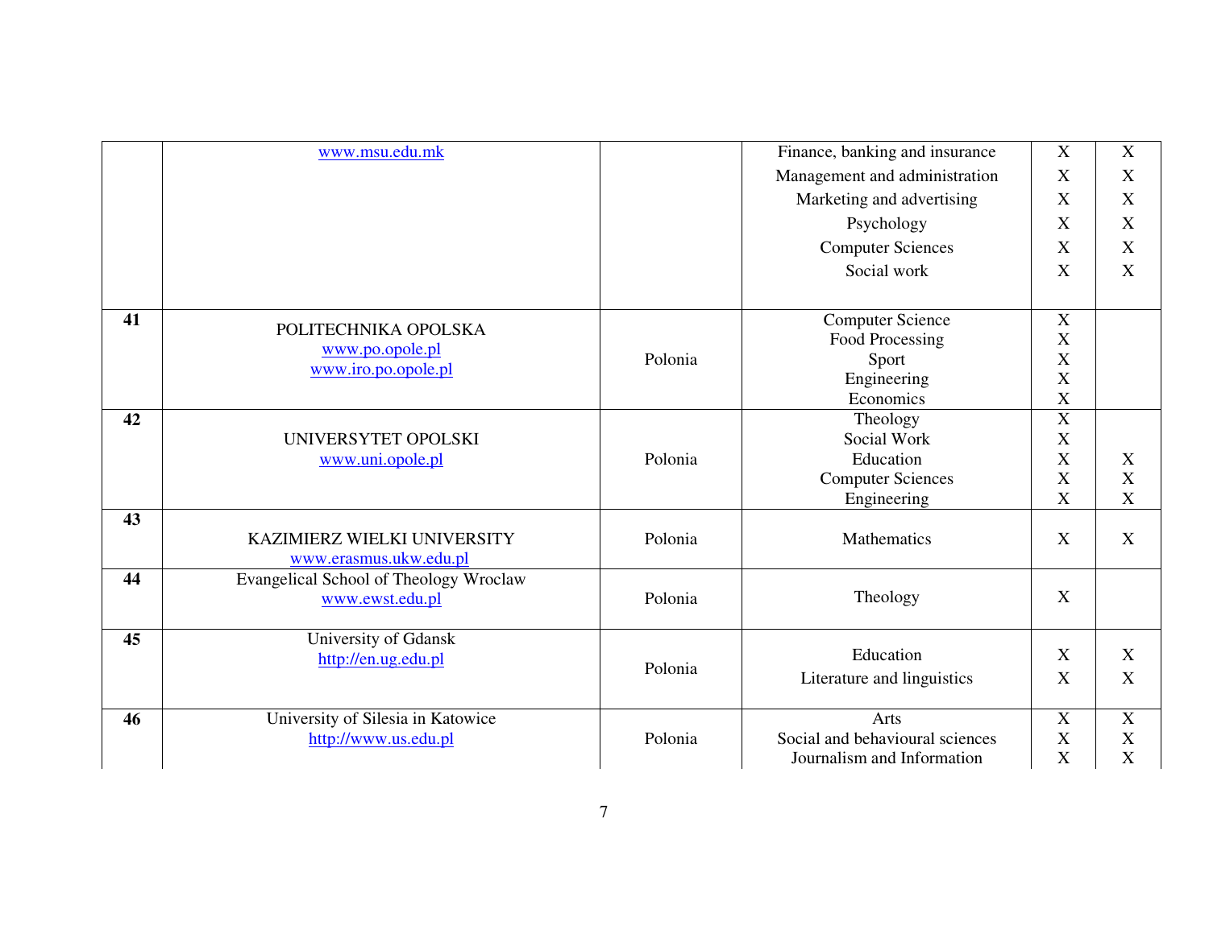| | | | | | |
|---|---|---|---|---|---|
| | www.msu.edu.mk | | Finance, banking and insurance<br>Management and administration<br>Marketing and advertising<br>Psychology<br>Computer Sciences<br>Social work | X<br>X<br>X<br>X<br>X<br>X | X<br>X<br>X<br>X<br>X<br>X |
| **41** | POLITECHNIKA OPOLSKA<br>www.po.opole.pl<br>www.iro.po.opole.pl | Polonia | Computer Science<br>Food Processing<br>Sport<br>Engineering<br>Economics | X<br>X<br>X<br>X<br>X | |
| **42** | UNIVERSYTET OPOLSKI<br>www.uni.opole.pl | Polonia | Theology<br>Social Work<br>Education<br>Computer Sciences<br>Engineering | X<br>X<br>X<br>X<br>X | <br><br>X<br>X<br>X |
| **43** | KAZIMIERZ WIELKI UNIVERSITY<br>www.erasmus.ukw.edu.pl | Polonia | Mathematics | X | X |
| **44** | Evangelical School of Theology Wroclaw<br>www.ewst.edu.pl | Polonia | Theology | X | |
| **45** | University of Gdansk<br>http://en.ug.edu.pl | Polonia | Education<br>Literature and linguistics | X<br>X | X<br>X |
| **46** | University of Silesia in Katowice<br>http://www.us.edu.pl | Polonia | Arts<br>Social and behavioural sciences<br>Journalism and Information | X<br>X<br>X | X<br>X<br>X |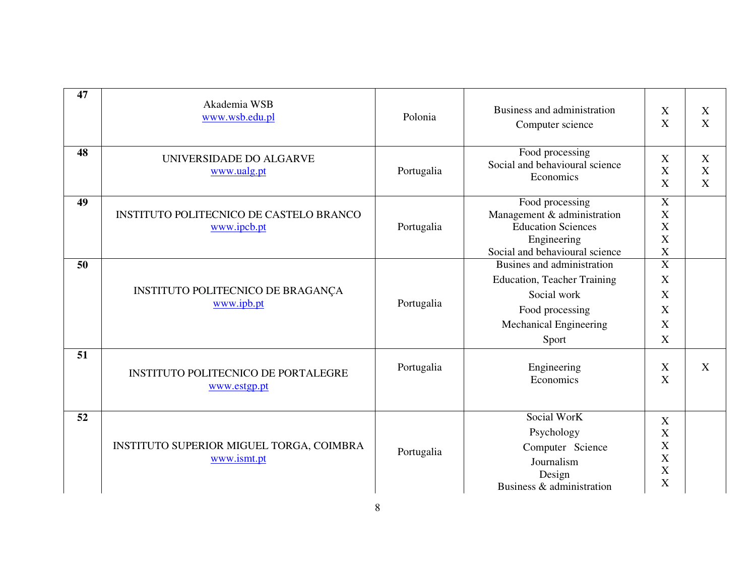| 47 | Akademia WSB<br>www.wsb.edu.pl | Polonia | Business and administration<br>Computer science | X<br>X | X<br>X |
|---|---|---|---|---|---|
| 48 | UNIVERSIDADE DO ALGARVE<br>www.ualg.pt | Portugalia | Food processing<br>Social and behavioural science<br>Economics | X<br>X<br>X | X<br>X<br>X |
| 49 | INSTITUTO POLITECNICO DE CASTELO BRANCO<br>www.ipcb.pt | Portugalia | Food processing<br>Management & administration<br>Education Sciences<br>Engineering<br>Social and behavioural science | X<br>X<br>X<br>X<br>X | |
| 50 | INSTITUTO POLITECNICO DE BRAGANÇA<br>www.ipb.pt | Portugalia | Busines and administration<br>Education, Teacher Training<br>Social work<br>Food processing<br>Mechanical Engineering<br>Sport | X<br>X<br>X<br>X<br>X<br>X | |
| 51 | INSTITUTO POLITECNICO DE PORTALEGRE<br>www.estgp.pt | Portugalia | Engineering<br>Economics | X<br>X | X |
| 52 | INSTITUTO SUPERIOR MIGUEL TORGA, COIMBRA<br>www.ismt.pt | Portugalia | Social WorK<br>Psychology<br>Computer Science<br>Journalism<br>Design<br>Business & administration | X<br>X<br>X<br>X<br>X<br>X | |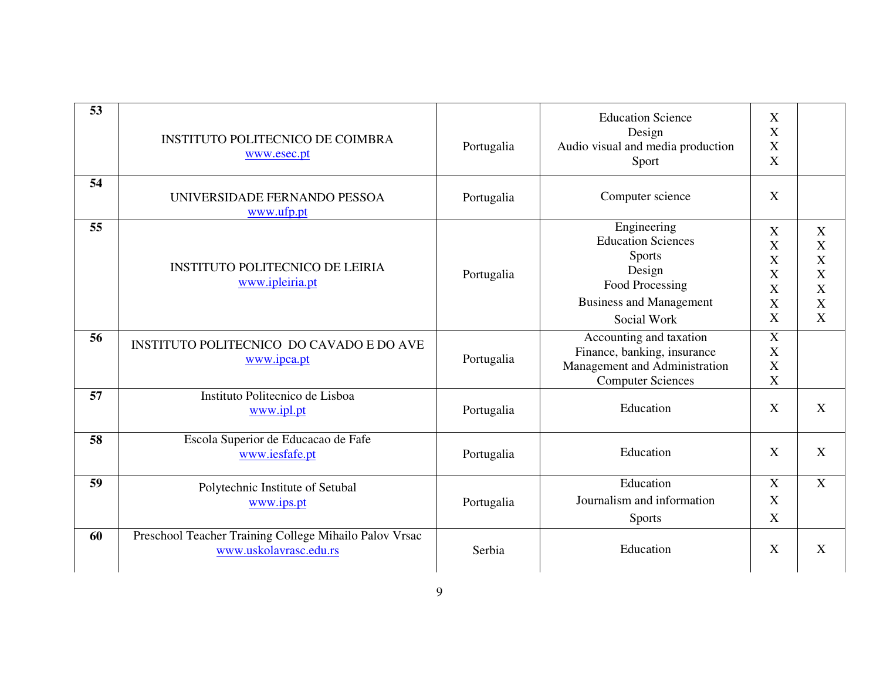| 53 | INSTITUTO POLITECNICO DE COIMBRA<br>www.esec.pt | Portugalia | Education Science<br>Design<br>Audio visual and media production<br>Sport | X<br>X<br>X<br>X | |
|---|---|---|---|---|---|
| 54 | UNIVERSIDADE FERNANDO PESSOA<br>www.ufp.pt | Portugalia | Computer science | X | |
| 55 | INSTITUTO POLITECNICO DE LEIRIA<br>www.ipleiria.pt | Portugalia | Engineering<br>Education Sciences<br>Sports<br>Design<br>Food Processing<br>Business and Management<br>Social Work | X<br>X<br>X<br>X<br>X<br>X<br>X | X<br>X<br>X<br>X<br>X<br>X<br>X |
| 56 | INSTITUTO POLITECNICO DO CAVADO E DO AVE<br>www.ipca.pt | Portugalia | Accounting and taxation<br>Finance, banking, insurance<br>Management and Administration<br>Computer Sciences | X<br>X<br>X<br>X | |
| 57 | Instituto Politecnico de Lisboa<br>www.ipl.pt | Portugalia | Education | X | X |
| 58 | Escola Superior de Educacao de Fafe<br>www.iesfafe.pt | Portugalia | Education | X | X |
| 59 | Polytechnic Institute of Setubal<br>www.ips.pt | Portugalia | Education<br>Journalism and information<br>Sports | X<br>X<br>X | X |
| 60 | Preschool Teacher Training College Mihailo Palov Vrsac<br>www.uskolavrasc.edu.rs | Serbia | Education | X | X |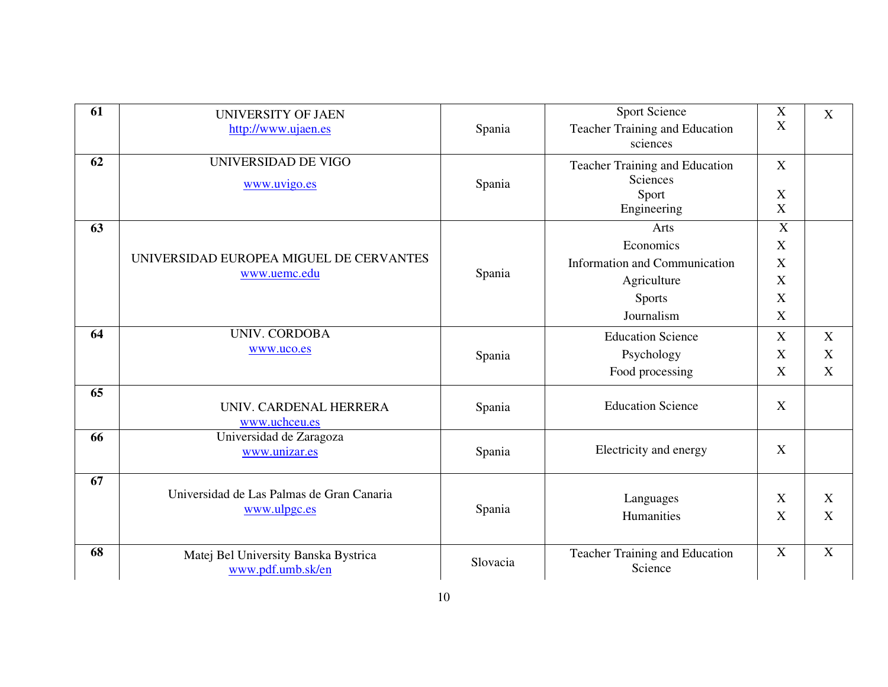| | | | | | |
|---|---|---|---|---|---|
| **61** | UNIVERSITY OF JAEN<br>http://www.ujaen.es | Spania | Sport Science<br>Teacher Training and Education sciences | X<br>X | X |
| **62** | UNIVERSIDAD DE VIGO<br>www.uvigo.es | Spania | Teacher Training and Education Sciences<br>Sport<br>Engineering | X<br>X<br>X | |
| **63** | UNIVERSIDAD EUROPEA MIGUEL DE CERVANTES<br>www.uemc.edu | Spania | Arts<br>Economics<br>Information and Communication<br>Agriculture<br>Sports<br>Journalism | X<br>X<br>X<br>X<br>X<br>X | |
| **64** | UNIV. CORDOBA<br>www.uco.es | Spania | Education Science<br>Psychology<br>Food processing | X<br>X<br>X | X<br>X<br>X |
| **65** | UNIV. CARDENAL HERRERA<br>www.uchceu.es | Spania | Education Science | X | |
| **66** | Universidad de Zaragoza<br>www.unizar.es | Spania | Electricity and energy | X | |
| **67** | Universidad de Las Palmas de Gran Canaria<br>www.ulpgc.es | Spania | Languages<br>Humanities | X<br>X | X<br>X |
| **68** | Matej Bel University Banska Bystrica<br>www.pdf.umb.sk/en | Slovacia | Teacher Training and Education Science | X | X |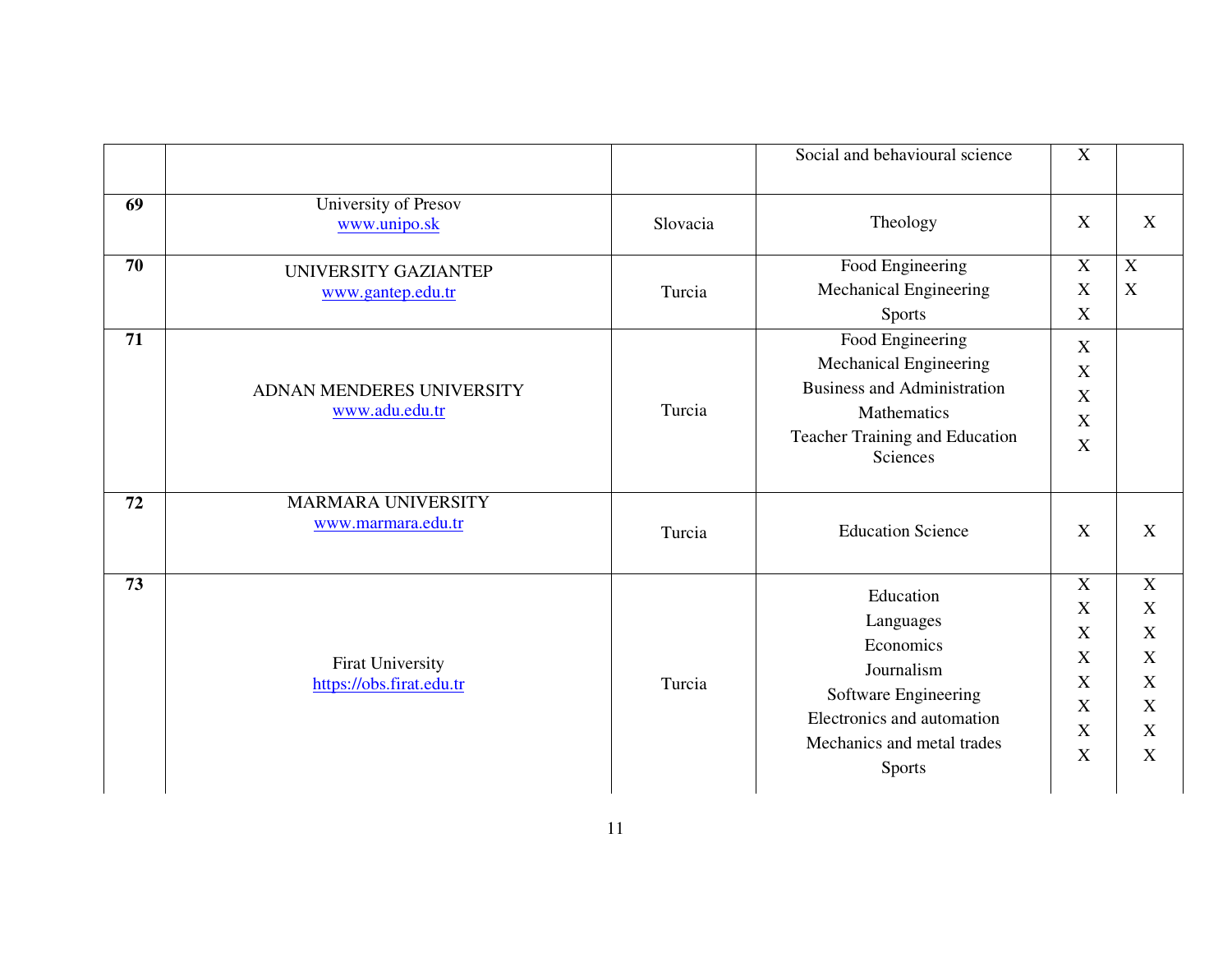| | | | | | |
|---|---|---|---|---|---|
| | | | Social and behavioural science | X | |
| **69** | University of Presov<br>www.unipo.sk | Slovacia | Theology | X | X |
| **70** | UNIVERSITY GAZIANTEP<br>www.gantep.edu.tr | Turcia | Food Engineering<br>Mechanical Engineering<br>Sports | X<br>X<br>X | X<br>X |
| **71** | ADNAN MENDERES UNIVERSITY<br>www.adu.edu.tr | Turcia | Food Engineering<br>Mechanical Engineering<br>Business and Administration<br>Mathematics<br>Teacher Training and Education Sciences | X<br>X<br>X<br>X<br>X | |
| **72** | MARMARA UNIVERSITY<br>www.marmara.edu.tr | Turcia | Education Science | X | X |
| **73** | Firat University<br>https://obs.firat.edu.tr | Turcia | Education<br>Languages<br>Economics<br>Journalism<br>Software Engineering<br>Electronics and automation<br>Mechanics and metal trades<br>Sports | X<br>X<br>X<br>X<br>X<br>X<br>X<br>X | X<br>X<br>X<br>X<br>X<br>X<br>X<br>X |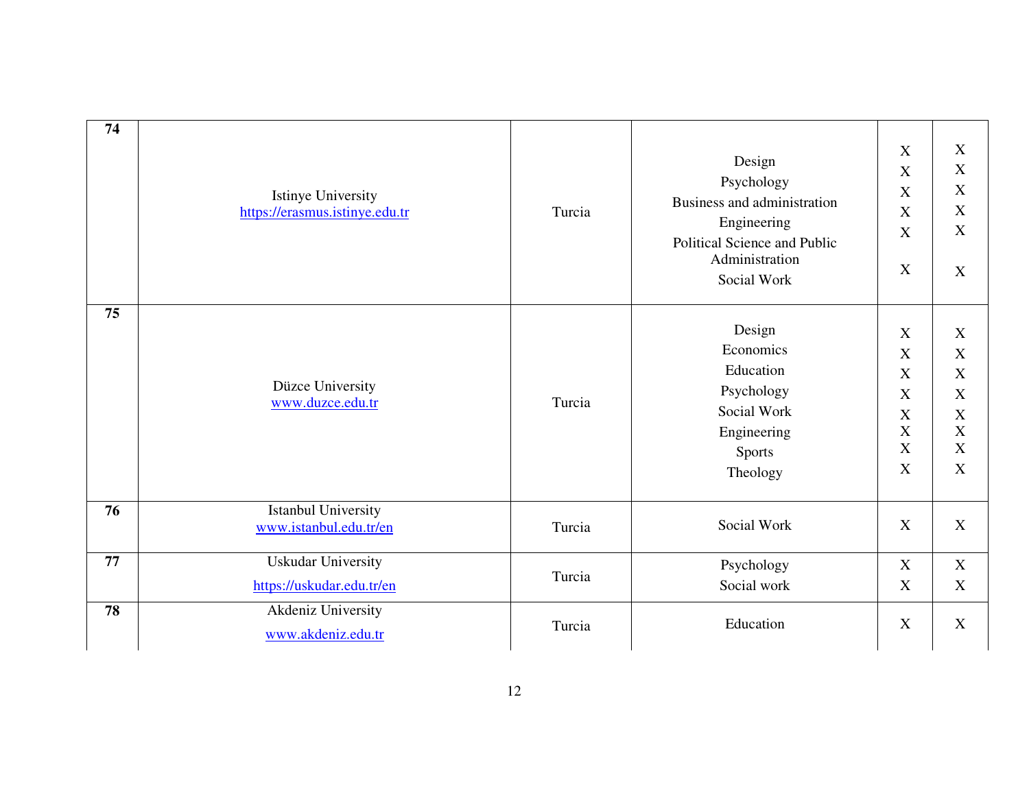| | | | | | |
|---|---|---|---|---|---|
| **74** | Istinye University<br>[https://erasmus.istinye.edu.tr](https://erasmus.istinye.edu.tr) | Turcia | Design<br>Psychology<br>Business and administration<br>Engineering<br>Political Science and Public Administration<br>Social Work | X<br>X<br>X<br>X<br>X<br>X | X<br>X<br>X<br>X<br>X<br>X |
| **75** | Düzce University<br>[www.duzce.edu.tr](www.duzce.edu.tr) | Turcia | Design<br>Economics<br>Education<br>Psychology<br>Social Work<br>Engineering<br>Sports<br>Theology | X<br>X<br>X<br>X<br>X<br>X<br>X<br>X | X<br>X<br>X<br>X<br>X<br>X<br>X<br>X |
| **76** | Istanbul University<br>[www.istanbul.edu.tr/en](www.istanbul.edu.tr/en) | Turcia | Social Work | X | X |
| **77** | Uskudar University<br>[https://uskudar.edu.tr/en](https://uskudar.edu.tr/en) | Turcia | Psychology<br>Social work | X<br>X | X<br>X |
| **78** | Akdeniz University<br>[www.akdeniz.edu.tr](www.akdeniz.edu.tr) | Turcia | Education | X | X |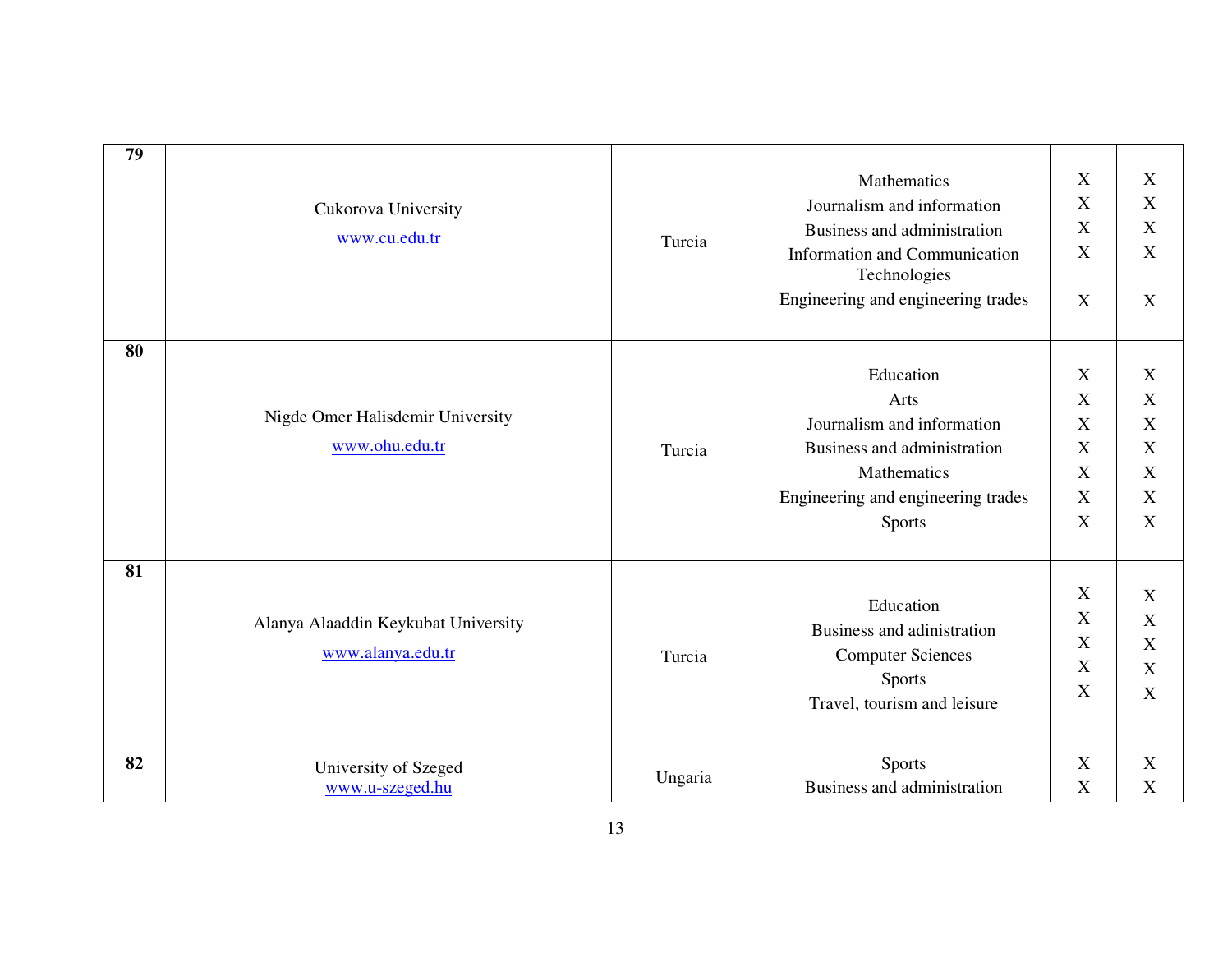| 79 | Cukorova University<br>www.cu.edu.tr | Turcia | Mathematics<br>Journalism and information<br>Business and administration<br>Information and Communication Technologies<br>Engineering and engineering trades | X<br>X<br>X<br>X<br>X | X<br>X<br>X<br>X<br>X |
|---|---|---|---|---|---|
| 80 | Nigde Omer Halisdemir University<br>www.ohu.edu.tr | Turcia | Education<br>Arts<br>Journalism and information<br>Business and administration<br>Mathematics<br>Engineering and engineering trades<br>Sports | X<br>X<br>X<br>X<br>X<br>X<br>X | X<br>X<br>X<br>X<br>X<br>X<br>X |
| 81 | Alanya Alaaddin Keykubat University<br>www.alanya.edu.tr | Turcia | Education<br>Business and adinistration<br>Computer Sciences<br>Sports<br>Travel, tourism and leisure | X<br>X<br>X<br>X<br>X | X<br>X<br>X<br>X<br>X |
| 82 | University of Szeged<br>www.u-szeged.hu | Ungaria | Sports<br>Business and administration | X<br>X | X<br>X |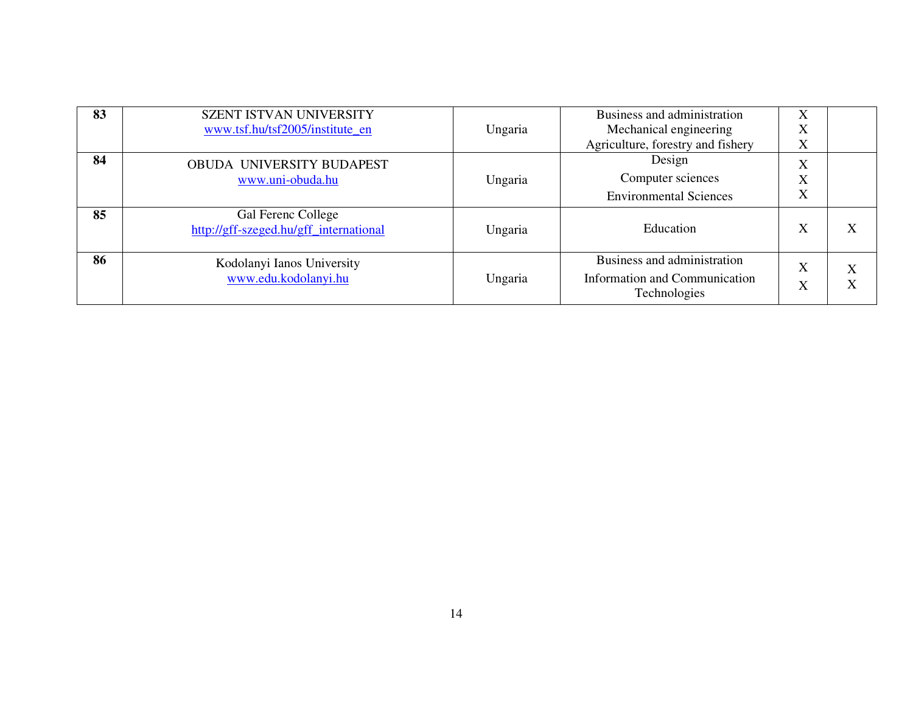| | | | | | |
|---|---|---|---|---|---|
| **83** | SZENT ISTVAN UNIVERSITY<br>www.tsf.hu/tsf2005/institute_en | Ungaria | Business and administration<br>Mechanical engineering<br>Agriculture, forestry and fishery | X<br>X<br>X | |
| **84** | OBUDA UNIVERSITY BUDAPEST<br>www.uni-obuda.hu | Ungaria | Design<br>Computer sciences<br>Environmental Sciences | X<br>X<br>X | |
| **85** | Gal Ferenc College<br>http://gff-szeged.hu/gff_international | Ungaria | Education | X | X |
| **86** | Kodolanyi Ianos University<br>www.edu.kodolanyi.hu | Ungaria | Business and administration<br>Information and Communication Technologies | X<br>X | X<br>X |